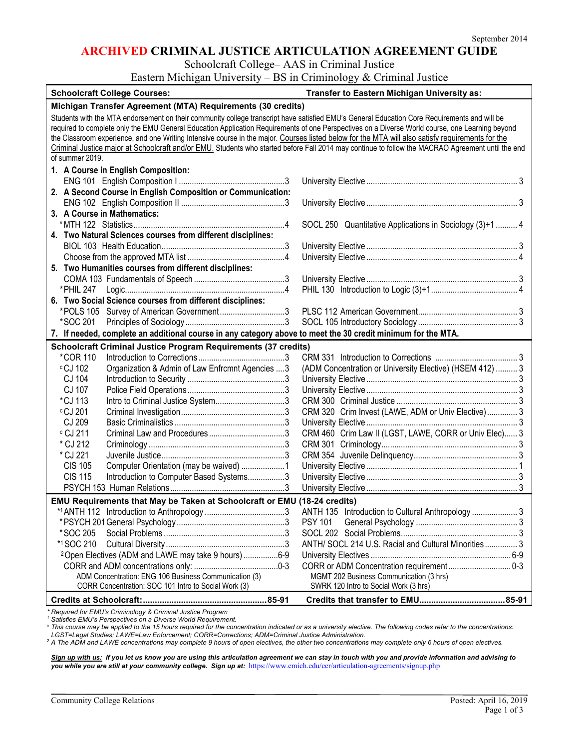September 2014

# ARCHIVED CRIMINAL JUSTICE ARTICULATION AGREEMENT GUIDE

Schoolcraft College– AAS in Criminal Justice
Eastern Michigan University – BS in Criminology & Criminal Justice

| Schoolcraft College Courses: | Transfer to Eastern Michigan University as: |
|---|---|
| **Michigan Transfer Agreement (MTA) Requirements (30 credits)** | |
| Students with the MTA endorsement on their community college transcript have satisfied EMU's General Education Core Requirements and will be required to complete only the EMU General Education Application Requirements of one Perspectives on a Diverse World course, one Learning beyond the Classroom experience, and one Writing Intensive course in the major. Courses listed below for the MTA will also satisfy requirements for the Criminal Justice major at Schoolcraft and/or EMU. Students who started before Fall 2014 may continue to follow the MACRAO Agreement until the end of summer 2019. | |
| **1. A Course in English Composition:** | |
| ENG 101 English Composition I ... 3 | University Elective ... 3 |
| **2. A Second Course in English Composition or Communication:** | |
| ENG 102 English Composition II ... 3 | University Elective ... 3 |
| **3. A Course in Mathematics:** | |
| *MTH 122 Statistics ... 4 | SOCL 250 Quantitative Applications in Sociology (3)+1 ... 4 |
| **4. Two Natural Sciences courses from different disciplines:** | |
| BIOL 103 Health Education ... 3 | University Elective ... 3 |
| Choose from the approved MTA list ... 4 | University Elective ... 4 |
| **5. Two Humanities courses from different disciplines:** | |
| COMA 103 Fundamentals of Speech ... 3 | University Elective ... 3 |
| *PHIL 247 Logic ... 4 | PHIL 130 Introduction to Logic (3)+1 ... 4 |
| **6. Two Social Science courses from different disciplines:** | |
| *POLS 105 Survey of American Government ... 3 | PLSC 112 American Government ... 3 |
| *SOC 201 Principles of Sociology ... 3 | SOCL 105 Introductory Sociology ... 3 |
| **7. If needed, complete an additional course in any category above to meet the 30 credit minimum for the MTA.** | |
| **Schoolcraft Criminal Justice Program Requirements (37 credits)** | |
| *COR 110 Introduction to Corrections ... 3 | CRM 331 Introduction to Corrections ... 3 |
| [c]CJ 102 Organization & Admin of Law Enfrcmnt Agencies ... 3 | (ADM Concentration or University Elective) (HSEM 412) ... 3 |
| CJ 104 Introduction to Security ... 3 | University Elective ... 3 |
| CJ 107 Police Field Operations ... 3 | University Elective ... 3 |
| *CJ 113 Intro to Criminal Justice System ... 3 | CRM 300 Criminal Justice ... 3 |
| [c]CJ 201 Criminal Investigation ... 3 | CRM 320 Crim Invest (LAWE, ADM or Univ Elective) ... 3 |
| CJ 209 Basic Criminalistics ... 3 | University Elective ... 3 |
| [c]CJ 211 Criminal Law and Procedures ... 3 | CRM 460 Crim Law II (LGST, LAWE, CORR or Univ Elec) ... 3 |
| *CJ 212 Criminology ... 3 | CRM 301 Criminology ... 3 |
| *CJ 221 Juvenile Justice ... 3 | CRM 354 Juvenile Delinquency ... 3 |
| CIS 105 Computer Orientation (may be waived) ... 1 | University Elective ... 1 |
| CIS 115 Introduction to Computer Based Systems ... 3 | University Elective ... 3 |
| PSYCH 153 Human Relations ... 3 | University Elective ... 3 |
| **EMU Requirements that May be Taken at Schoolcraft or EMU (18-24 credits)** | |
| *[1]ANTH 112 Introduction to Anthropology ... 3 | ANTH 135 Introduction to Cultural Anthropology ... 3 |
| *PSYCH 201 General Psychology ... 3 | PSY 101 General Psychology ... 3 |
| *SOC 205 Social Problems ... 3 | SOCL 202 Social Problems ... 3 |
| *[1]SOC 210 Cultural Diversity ... 3 | ANTH/ SOCL 214 U.S. Racial and Cultural Minorities ... 3 |
| [2]Open Electives (ADM and LAWE may take 9 hours) ... 6-9 | University Electives ... 6-9 |
| CORR and ADM concentrations only: ... 0-3 | CORR or ADM Concentration requirement ... 0-3 |
| ADM Concentration: ENG 106 Business Communication (3) | MGMT 202 Business Communication (3 hrs) |
| CORR Concentration: SOC 101 Intro to Social Work (3) | SWRK 120 Intro to Social Work (3 hrs) |
| **Credits at Schoolcraft: ... 85-91** | **Credits that transfer to EMU ... 85-91** |

*\* Required for EMU's Criminology & Criminal Justice Program*
*[1] Satisfies EMU's Perspectives on a Diverse World Requirement.*
*[c] This course may be applied to the 15 hours required for the concentration indicated or as a university elective. The following codes refer to the concentrations: LGST=Legal Studies; LAWE=Law Enforcement; CORR=Corrections; ADM=Criminal Justice Administration.*
*[2] A The ADM and LAWE concentrations may complete 9 hours of open electives, the other two concentrations may complete only 6 hours of open electives.*

***Sign up with us:** If you let us know you are using this articulation agreement we can stay in touch with you and provide information and advising to you while you are still at your community college. Sign up at:* https://www.emich.edu/ccr/articulation-agreements/signup.php

Community College Relations

Posted: April 16, 2019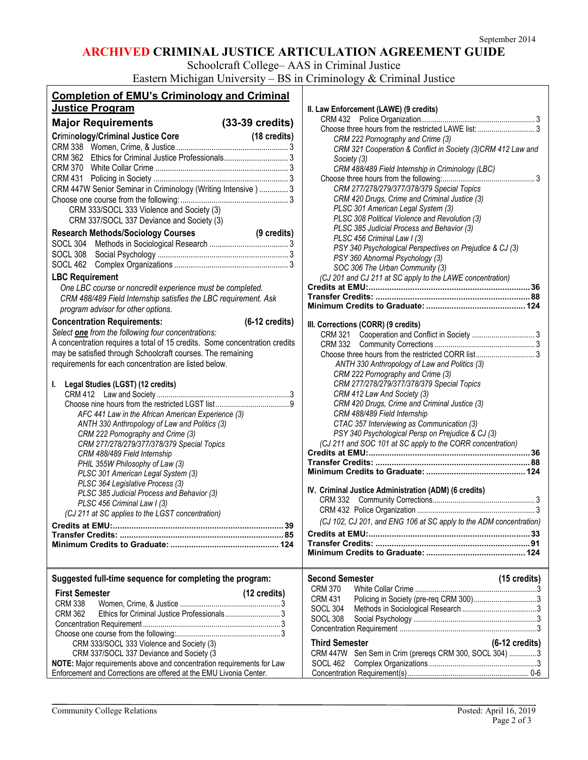September 2014

# ARCHIVED CRIMINAL JUSTICE ARTICULATION AGREEMENT GUIDE

Schoolcraft College– AAS in Criminal Justice
Eastern Michigan University – BS in Criminology & Criminal Justice

## Completion of EMU's Criminology and Criminal Justice Program

### Major Requirements (33-39 credits)

**Criminology/Criminal Justice Core (18 credits)**

| | |
|---|---|
| CRM 338 Women, Crime, & Justice | 3 |
| CRM 362 Ethics for Criminal Justice Professionals | 3 |
| CRM 370 White Collar Crime | 3 |
| CRM 431 Policing in Society | 3 |
| CRM 447W Senior Seminar in Criminology (Writing Intensive) | 3 |
| Choose one course from the following: | 3 |

- CRM 333/SOCL 333 Violence and Society (3)
- CRM 337/SOCL 337 Deviance and Society (3)

**Research Methods/Sociology Courses (9 credits)**

| | |
|---|---|
| SOCL 304 Methods in Sociological Research | 3 |
| SOCL 308 Social Psychology | 3 |
| SOCL 462 Complex Organizations | 3 |

**LBC Requirement**

*One LBC course or noncredit experience must be completed. CRM 488/489 Field Internship satisfies the LBC requirement. Ask program advisor for other options.*

**Concentration Requirements: (6-12 credits)**

*Select **one** from the following four concentrations:*
A concentration requires a total of 15 credits. Some concentration credits may be satisfied through Schoolcraft courses. The remaining requirements for each concentration are listed below.

**I. Legal Studies (LGST) (12 credits)**

| | |
|---|---|
| CRM 412 Law and Society | 3 |
| Choose nine hours from the restricted LGST list | 9 |

- *AFC 441 Law in the African American Experience (3)*
- *ANTH 330 Anthropology of Law and Politics (3)*
- *CRM 222 Pornography and Crime (3)*
- *CRM 277/278/279/377/378/379 Special Topics*
- *CRM 488/489 Field Internship*
- *PHIL 355W Philosophy of Law (3)*
- *PLSC 301 American Legal System (3)*
- *PLSC 364 Legislative Process (3)*
- *PLSC 385 Judicial Process and Behavior (3)*
- *PLSC 456 Criminal Law I (3)*

*(CJ 211 at SC applies to the LGST concentration)*

| | |
|---|---|
| **Credits at EMU:** | **39** |
| **Transfer Credits:** | **85** |
| **Minimum Credits to Graduate:** | **124** |

**II. Law Enforcement (LAWE) (9 credits)**

| | |
|---|---|
| CRM 432 Police Organization | 3 |
| Choose three hours from the restricted LAWE list: | 3 |

- *CRM 222 Pornography and Crime (3)*
- *CRM 321 Cooperation & Conflict in Society (3)CRM 412 Law and Society (3)*
- *CRM 488/489 Field Internship in Criminology (LBC)*

| | |
|---|---|
| Choose three hours from the following: | 3 |

- *CRM 277/278/279/377/378/379 Special Topics*
- *CRM 420 Drugs, Crime and Criminal Justice (3)*
- *PLSC 301 American Legal System (3)*
- *PLSC 308 Political Violence and Revolution (3)*
- *PLSC 385 Judicial Process and Behavior (3)*
- *PLSC 456 Criminal Law I (3)*
- *PSY 340 Psychological Perspectives on Prejudice & CJ (3)*
- *PSY 360 Abnormal Psychology (3)*
- *SOC 306 The Urban Community (3)*

*(CJ 201 and CJ 211 at SC apply to the LAWE concentration)*

| | |
|---|---|
| **Credits at EMU:** | **36** |
| **Transfer Credits:** | **88** |
| **Minimum Credits to Graduate:** | **124** |

**III. Corrections (CORR) (9 credits)**

| | |
|---|---|
| CRM 321 Cooperation and Conflict in Society | 3 |
| CRM 332 Community Corrections | 3 |
| Choose three hours from the restricted CORR list | 3 |

- *ANTH 330 Anthropology of Law and Politics (3)*
- *CRM 222 Pornography and Crime (3)*
- *CRM 277/278/279/377/378/379 Special Topics*
- *CRM 412 Law And Society (3)*
- *CRM 420 Drugs, Crime and Criminal Justice (3)*
- *CRM 488/489 Field Internship*
- *CTAC 357 Interviewing as Communication (3)*
- *PSY 340 Psychological Persp on Prejudice & CJ (3)*

*(CJ 211 and SOC 101 at SC apply to the CORR concentration)*

| | |
|---|---|
| **Credits at EMU:** | **36** |
| **Transfer Credits:** | **88** |
| **Minimum Credits to Graduate:** | **124** |

**IV. Criminal Justice Administration (ADM) (6 credits)**

| | |
|---|---|
| CRM 332 Community Corrections | 3 |
| CRM 432 Police Organization | 3 |

*(CJ 102, CJ 201, and ENG 106 at SC apply to the ADM concentration)*

| | |
|---|---|
| **Credits at EMU:** | **33** |
| **Transfer Credits:** | **91** |
| **Minimum Credits to Graduate:** | **124** |

## Suggested full-time sequence for completing the program:

**First Semester (12 credits)**

| | |
|---|---|
| CRM 338 Women, Crime, & Justice | 3 |
| CRM 362 Ethics for Criminal Justice Professionals | 3 |
| Concentration Requirement | 3 |
| Choose one course from the following: | 3 |

- CRM 333/SOCL 333 Violence and Society (3)
- CRM 337/SOCL 337 Deviance and Society (3

**NOTE:** Major requirements above and concentration requirements for Law Enforcement and Corrections are offered at the EMU Livonia Center.

**Second Semester (15 credits)**

| | |
|---|---|
| CRM 370 White Collar Crime | 3 |
| CRM 431 Policing in Society (pre-req CRM 300) | 3 |
| SOCL 304 Methods in Sociological Research | 3 |
| SOCL 308 Social Psychology | 3 |
| Concentration Requirement | 3 |

**Third Semester (6-12 credits)**

| | |
|---|---|
| CRM 447W Sen Sem in Crim (prereqs CRM 300, SOCL 304) | 3 |
| SOCL 462 Complex Organizations | 3 |
| Concentration Requirement(s) | 0-6 |

Community College Relations — Posted: April 16, 2019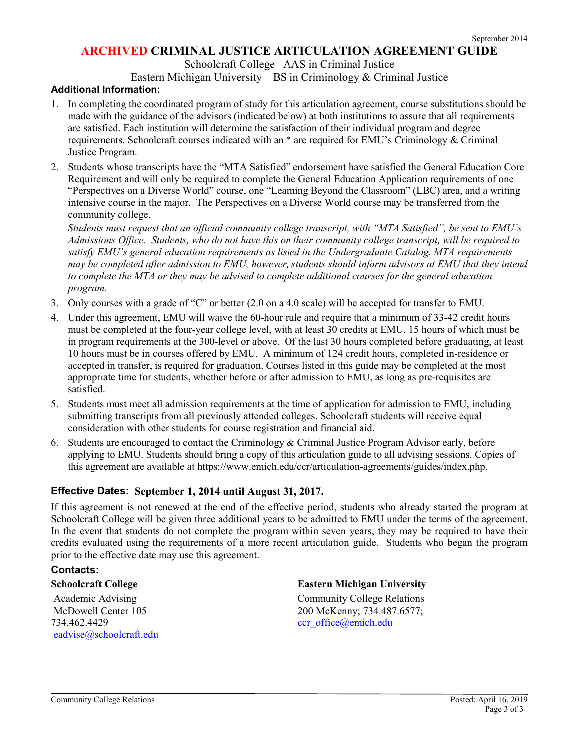September 2014

# ARCHIVED CRIMINAL JUSTICE ARTICULATION AGREEMENT GUIDE

Schoolcraft College– AAS in Criminal Justice

Eastern Michigan University – BS in Criminology & Criminal Justice

### Additional Information:

1. In completing the coordinated program of study for this articulation agreement, course substitutions should be made with the guidance of the advisors (indicated below) at both institutions to assure that all requirements are satisfied. Each institution will determine the satisfaction of their individual program and degree requirements. Schoolcraft courses indicated with an * are required for EMU's Criminology & Criminal Justice Program.
2. Students whose transcripts have the "MTA Satisfied" endorsement have satisfied the General Education Core Requirement and will only be required to complete the General Education Application requirements of one "Perspectives on a Diverse World" course, one "Learning Beyond the Classroom" (LBC) area, and a writing intensive course in the major. The Perspectives on a Diverse World course may be transferred from the community college.

   *Students must request that an official community college transcript, with "MTA Satisfied", be sent to EMU's Admissions Office. Students, who do not have this on their community college transcript, will be required to satisfy EMU's general education requirements as listed in the Undergraduate Catalog. MTA requirements may be completed after admission to EMU, however, students should inform advisors at EMU that they intend to complete the MTA or they may be advised to complete additional courses for the general education program.*
3. Only courses with a grade of "C" or better (2.0 on a 4.0 scale) will be accepted for transfer to EMU.
4. Under this agreement, EMU will waive the 60-hour rule and require that a minimum of 33-42 credit hours must be completed at the four-year college level, with at least 30 credits at EMU, 15 hours of which must be in program requirements at the 300-level or above. Of the last 30 hours completed before graduating, at least 10 hours must be in courses offered by EMU. A minimum of 124 credit hours, completed in-residence or accepted in transfer, is required for graduation. Courses listed in this guide may be completed at the most appropriate time for students, whether before or after admission to EMU, as long as pre-requisites are satisfied.
5. Students must meet all admission requirements at the time of application for admission to EMU, including submitting transcripts from all previously attended colleges. Schoolcraft students will receive equal consideration with other students for course registration and financial aid.
6. Students are encouraged to contact the Criminology & Criminal Justice Program Advisor early, before applying to EMU. Students should bring a copy of this articulation guide to all advising sessions. Copies of this agreement are available at https://www.emich.edu/ccr/articulation-agreements/guides/index.php.

### Effective Dates: September 1, 2014 until August 31, 2017.

If this agreement is not renewed at the end of the effective period, students who already started the program at Schoolcraft College will be given three additional years to be admitted to EMU under the terms of the agreement. In the event that students do not complete the program within seven years, they may be required to have their credits evaluated using the requirements of a more recent articulation guide. Students who began the program prior to the effective date may use this agreement.

### Contacts:

**Schoolcraft College**

Academic Advising
McDowell Center 105
734.462.4429
eadvise@schoolcraft.edu

**Eastern Michigan University**

Community College Relations
200 McKenny; 734.487.6577;
ccr_office@emich.edu

Community College Relations

Posted: April 16, 2019